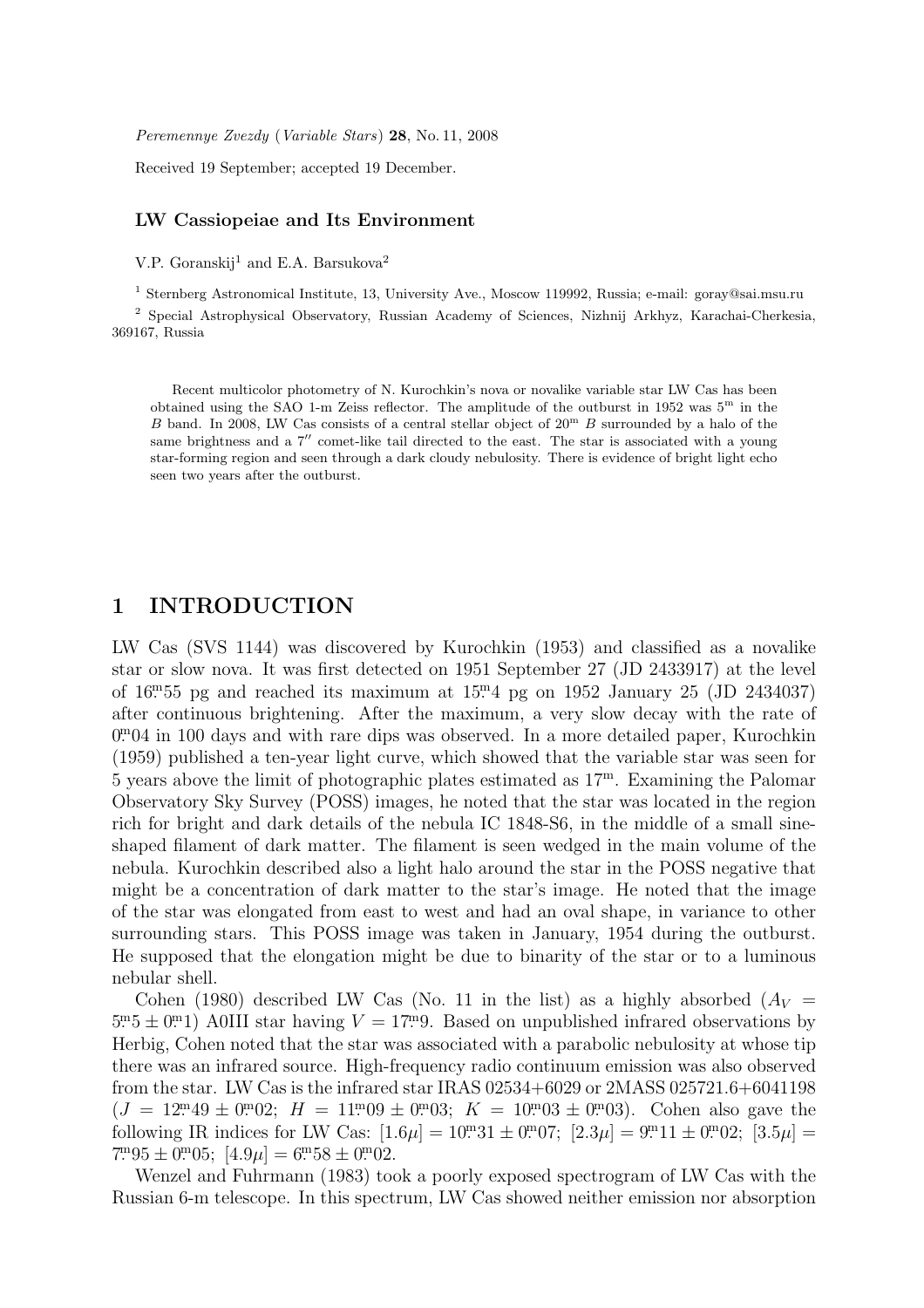*Peremennye Zvezdy* (*Variable Stars*) **28**, No. 11, 2008

Received 19 September; accepted 19 December.

### LW Cassiopeiae and Its Environment

V.P. Goranskij[1] and E.A. Barsukova[2]

[1] Sternberg Astronomical Institute, 13, University Ave., Moscow 119992, Russia; e-mail: goray@sai.msu.ru

[2] Special Astrophysical Observatory, Russian Academy of Sciences, Nizhnij Arkhyz, Karachai-Cherkesia, 369167, Russia

Recent multicolor photometry of N. Kurochkin's nova or novalike variable star LW Cas has been obtained using the SAO 1-m Zeiss reflector. The amplitude of the outburst in 1952 was $5^{\mathrm{m}}$ in the $B$ band. In 2008, LW Cas consists of a central stellar object of $20^{\mathrm{m}}$ $B$ surrounded by a halo of the same brightness and a $7''$ comet-like tail directed to the east. The star is associated with a young star-forming region and seen through a dark cloudy nebulosity. There is evidence of bright light echo seen two years after the outburst.

## 1 INTRODUCTION

LW Cas (SVS 1144) was discovered by Kurochkin (1953) and classified as a novalike star or slow nova. It was first detected on 1951 September 27 (JD 2433917) at the level of $16^{\mathrm{m}}\!.55$ pg and reached its maximum at $15^{\mathrm{m}}\!.4$ pg on 1952 January 25 (JD 2434037) after continuous brightening. After the maximum, a very slow decay with the rate of $0^{\mathrm{m}}\!.04$ in 100 days and with rare dips was observed. In a more detailed paper, Kurochkin (1959) published a ten-year light curve, which showed that the variable star was seen for 5 years above the limit of photographic plates estimated as $17^{\mathrm{m}}$. Examining the Palomar Observatory Sky Survey (POSS) images, he noted that the star was located in the region rich for bright and dark details of the nebula IC 1848-S6, in the middle of a small sine-shaped filament of dark matter. The filament is seen wedged in the main volume of the nebula. Kurochkin described also a light halo around the star in the POSS negative that might be a concentration of dark matter to the star's image. He noted that the image of the star was elongated from east to west and had an oval shape, in variance to other surrounding stars. This POSS image was taken in January, 1954 during the outburst. He supposed that the elongation might be due to binarity of the star or to a luminous nebular shell.

Cohen (1980) described LW Cas (No. 11 in the list) as a highly absorbed ($A_V = 5^{\mathrm{m}}\!.5 \pm 0^{\mathrm{m}}\!.1$) A0III star having $V = 17^{\mathrm{m}}\!.9$. Based on unpublished infrared observations by Herbig, Cohen noted that the star was associated with a parabolic nebulosity at whose tip there was an infrared source. High-frequency radio continuum emission was also observed from the star. LW Cas is the infrared star IRAS 02534+6029 or 2MASS 025721.6+6041198 ($J = 12^{\mathrm{m}}\!.49 \pm 0^{\mathrm{m}}\!.02$; $H = 11^{\mathrm{m}}\!.09 \pm 0^{\mathrm{m}}\!.03$; $K = 10^{\mathrm{m}}\!.03 \pm 0^{\mathrm{m}}\!.03$). Cohen also gave the following IR indices for LW Cas: $[1.6\mu] = 10^{\mathrm{m}}\!.31 \pm 0^{\mathrm{m}}\!.07$; $[2.3\mu] = 9^{\mathrm{m}}\!.11 \pm 0^{\mathrm{m}}\!.02$; $[3.5\mu] = 7^{\mathrm{m}}\!.95 \pm 0^{\mathrm{m}}\!.05$; $[4.9\mu] = 6^{\mathrm{m}}\!.58 \pm 0^{\mathrm{m}}\!.02$.

Wenzel and Fuhrmann (1983) took a poorly exposed spectrogram of LW Cas with the Russian 6-m telescope. In this spectrum, LW Cas showed neither emission nor absorption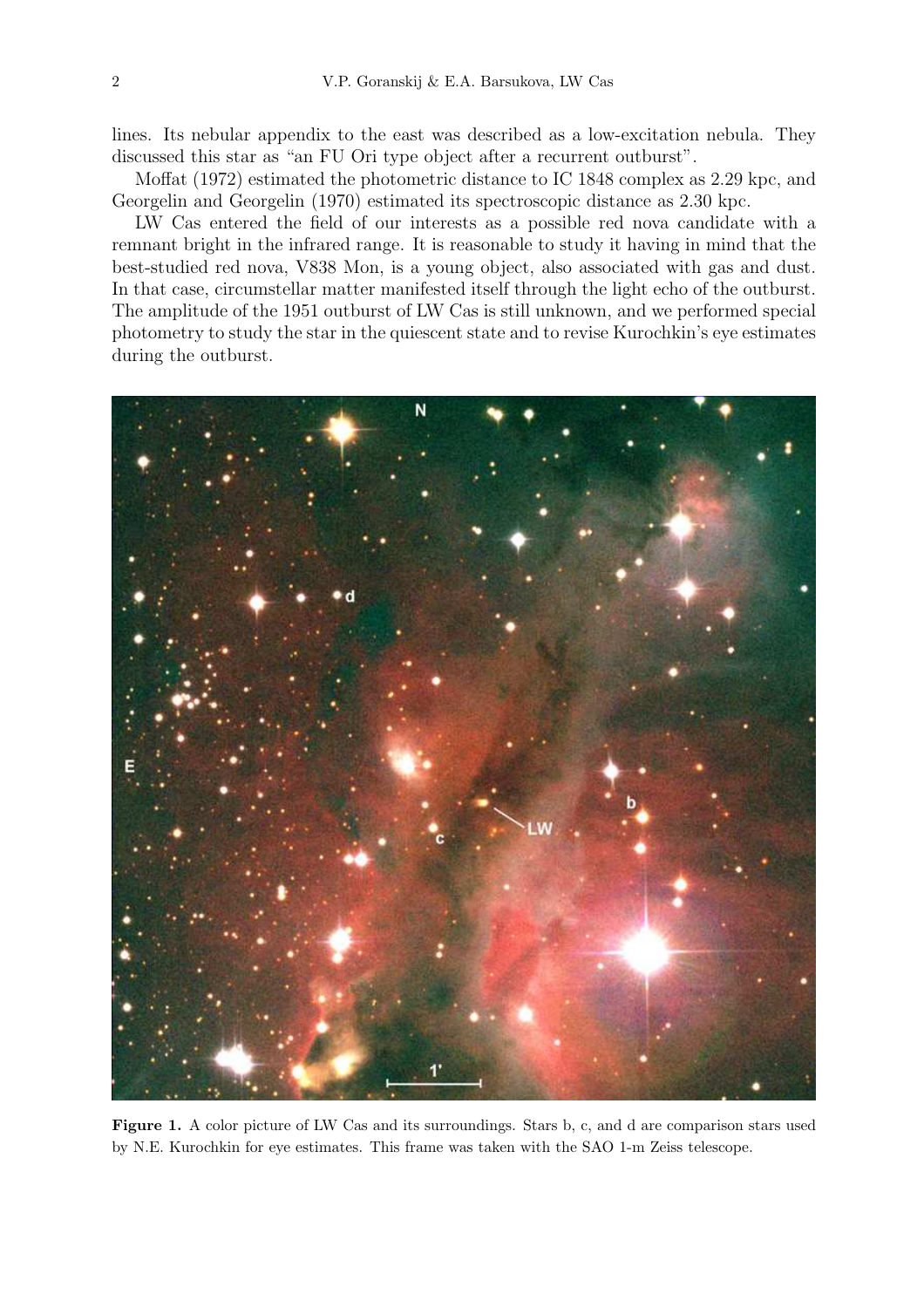lines. Its nebular appendix to the east was described as a low-excitation nebula. They discussed this star as "an FU Ori type object after a recurrent outburst".

Moffat (1972) estimated the photometric distance to IC 1848 complex as 2.29 kpc, and Georgelin and Georgelin (1970) estimated its spectroscopic distance as 2.30 kpc.

LW Cas entered the field of our interests as a possible red nova candidate with a remnant bright in the infrared range. It is reasonable to study it having in mind that the best-studied red nova, V838 Mon, is a young object, also associated with gas and dust. In that case, circumstellar matter manifested itself through the light echo of the outburst. The amplitude of the 1951 outburst of LW Cas is still unknown, and we performed special photometry to study the star in the quiescent state and to revise Kurochkin's eye estimates during the outburst.

**Figure 1.** A color picture of LW Cas and its surroundings. Stars b, c, and d are comparison stars used by N.E. Kurochkin for eye estimates. This frame was taken with the SAO 1-m Zeiss telescope.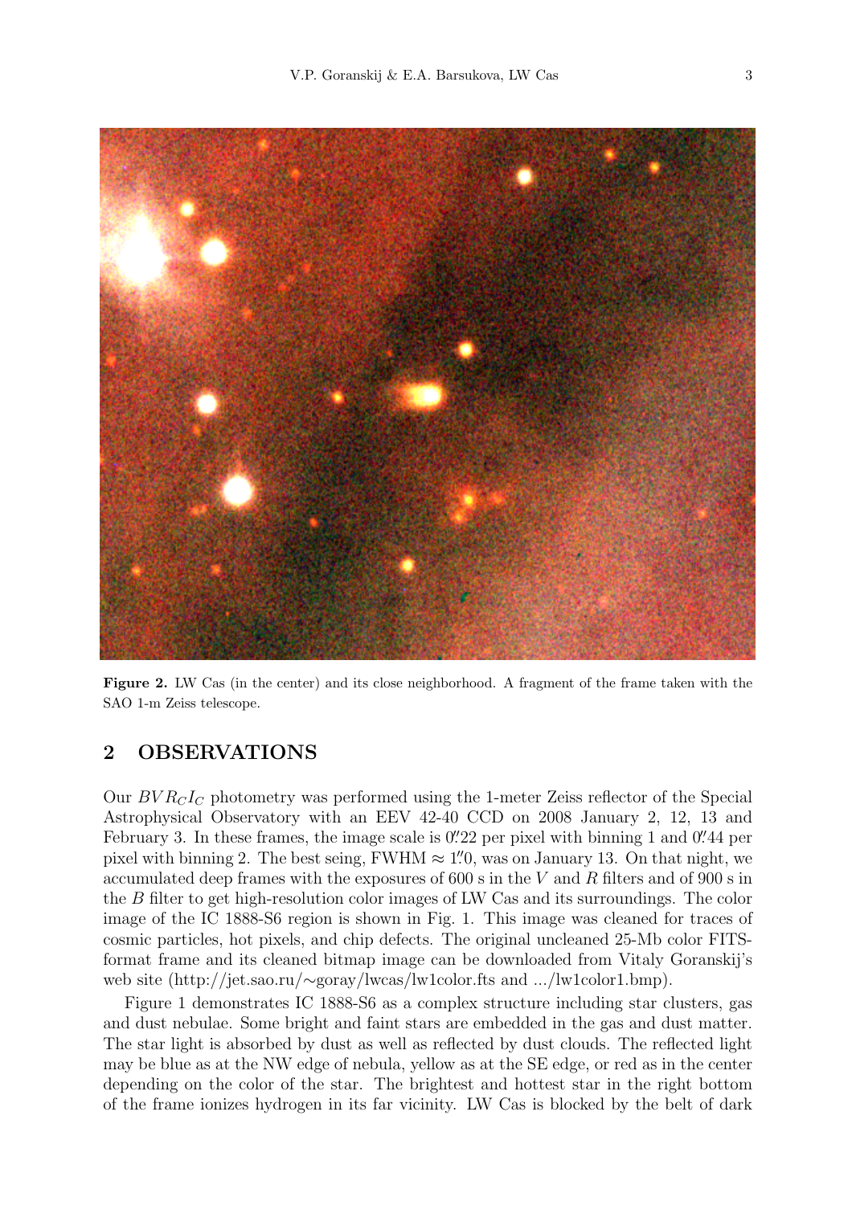**Figure 2.** LW Cas (in the center) and its close neighborhood. A fragment of the frame taken with the SAO 1-m Zeiss telescope.

## 2 OBSERVATIONS

Our $BVR_CI_C$ photometry was performed using the 1-meter Zeiss reflector of the Special Astrophysical Observatory with an EEV 42-40 CCD on 2008 January 2, 12, 13 and February 3. In these frames, the image scale is $0\farcs22$ per pixel with binning 1 and $0\farcs44$ per pixel with binning 2. The best seing, FWHM $\approx 1\farcs0$, was on January 13. On that night, we accumulated deep frames with the exposures of 600 s in the $V$ and $R$ filters and of 900 s in the $B$ filter to get high-resolution color images of LW Cas and its surroundings. The color image of the IC 1888-S6 region is shown in Fig. 1. This image was cleaned for traces of cosmic particles, hot pixels, and chip defects. The original uncleaned 25-Mb color FITS-format frame and its cleaned bitmap image can be downloaded from Vitaly Goranskij's web site (http://jet.sao.ru/∼goray/lwcas/lw1color.fts and .../lw1color1.bmp).

Figure 1 demonstrates IC 1888-S6 as a complex structure including star clusters, gas and dust nebulae. Some bright and faint stars are embedded in the gas and dust matter. The star light is absorbed by dust as well as reflected by dust clouds. The reflected light may be blue as at the NW edge of nebula, yellow as at the SE edge, or red as in the center depending on the color of the star. The brightest and hottest star in the right bottom of the frame ionizes hydrogen in its far vicinity. LW Cas is blocked by the belt of dark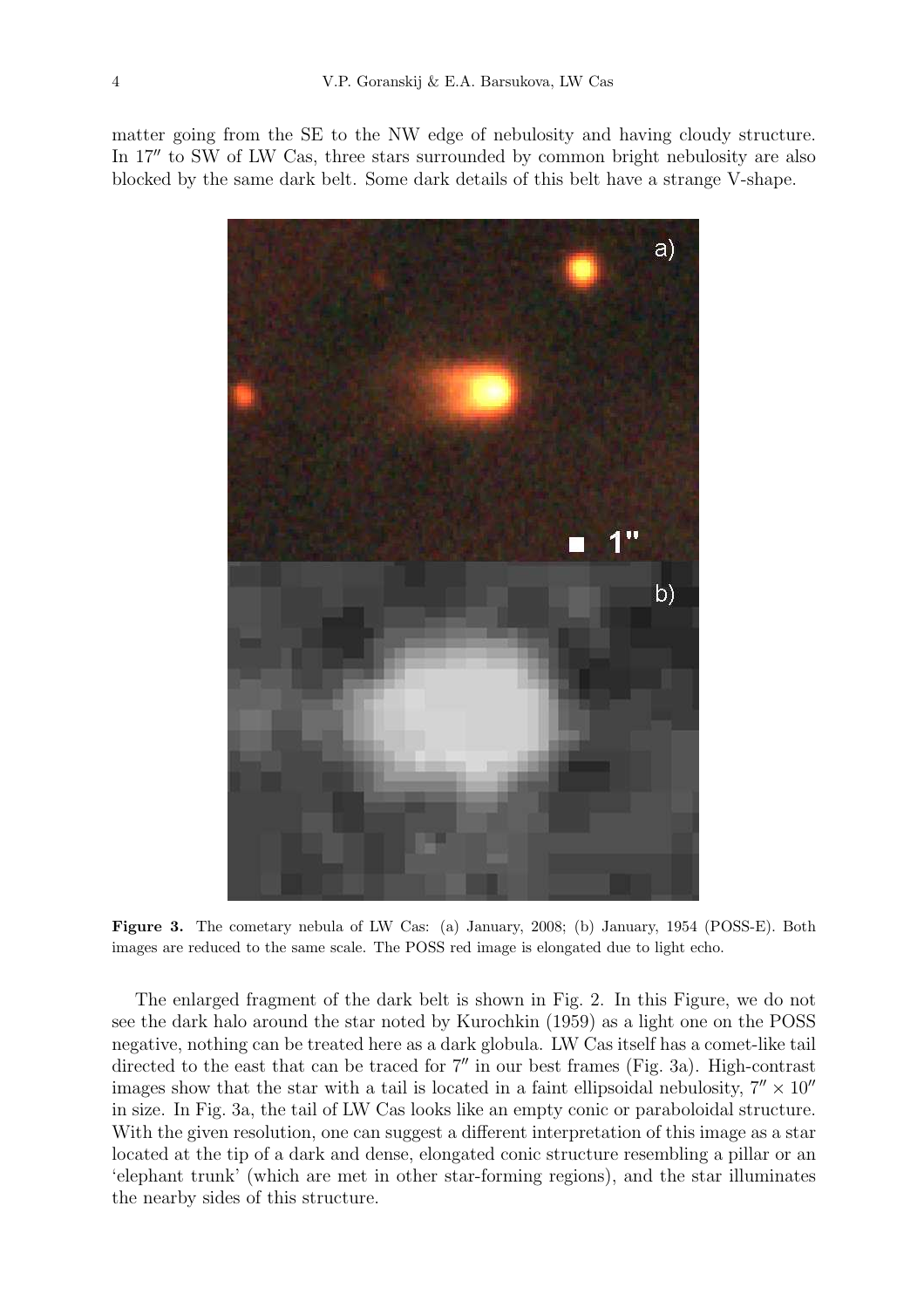matter going from the SE to the NW edge of nebulosity and having cloudy structure. In 17″ to SW of LW Cas, three stars surrounded by common bright nebulosity are also blocked by the same dark belt. Some dark details of this belt have a strange V-shape.

**Figure 3.** The cometary nebula of LW Cas: (a) January, 2008; (b) January, 1954 (POSS-E). Both images are reduced to the same scale. The POSS red image is elongated due to light echo.

The enlarged fragment of the dark belt is shown in Fig. 2. In this Figure, we do not see the dark halo around the star noted by Kurochkin (1959) as a light one on the POSS negative, nothing can be treated here as a dark globula. LW Cas itself has a comet-like tail directed to the east that can be traced for 7″ in our best frames (Fig. 3a). High-contrast images show that the star with a tail is located in a faint ellipsoidal nebulosity, $7'' \times 10''$ in size. In Fig. 3a, the tail of LW Cas looks like an empty conic or paraboloidal structure. With the given resolution, one can suggest a different interpretation of this image as a star located at the tip of a dark and dense, elongated conic structure resembling a pillar or an 'elephant trunk' (which are met in other star-forming regions), and the star illuminates the nearby sides of this structure.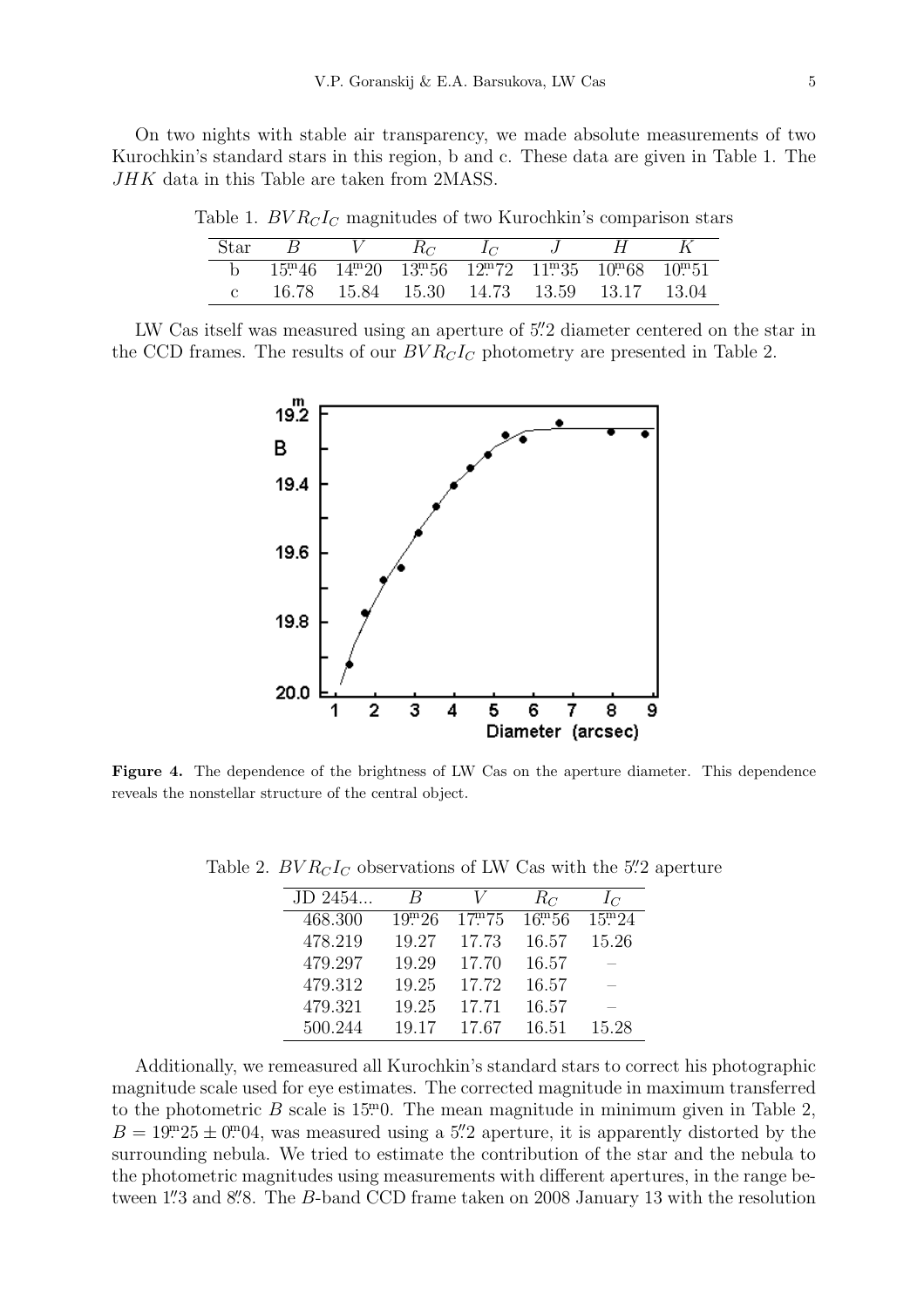On two nights with stable air transparency, we made absolute measurements of two Kurochkin's standard stars in this region, b and c. These data are given in Table 1. The $JHK$ data in this Table are taken from 2MASS.

Table 1. $BVR_CI_C$ magnitudes of two Kurochkin's comparison stars

| Star | $B$ | $V$ | $R_C$ | $I_C$ | $J$ | $H$ | $K$ |
|---|---|---|---|---|---|---|---|
| b | $15^{\rm m}\!.46$ | $14^{\rm m}\!.20$ | $13^{\rm m}\!.56$ | $12^{\rm m}\!.72$ | $11^{\rm m}\!.35$ | $10^{\rm m}\!.68$ | $10^{\rm m}\!.51$ |
| c | 16.78 | 15.84 | 15.30 | 14.73 | 13.59 | 13.17 | 13.04 |

LW Cas itself was measured using an aperture of $5''\!.2$ diameter centered on the star in the CCD frames. The results of our $BVR_CI_C$ photometry are presented in Table 2.

**Figure 4.** The dependence of the brightness of LW Cas on the aperture diameter. This dependence reveals the nonstellar structure of the central object.

Table 2. $BVR_CI_C$ observations of LW Cas with the $5''\!.2$ aperture

| JD 2454... | $B$ | $V$ | $R_C$ | $I_C$ |
|---|---|---|---|---|
| 468.300 | $19^{\rm m}\!.26$ | $17^{\rm m}\!.75$ | $16^{\rm m}\!.56$ | $15^{\rm m}\!.24$ |
| 478.219 | 19.27 | 17.73 | 16.57 | 15.26 |
| 479.297 | 19.29 | 17.70 | 16.57 | – |
| 479.312 | 19.25 | 17.72 | 16.57 | – |
| 479.321 | 19.25 | 17.71 | 16.57 | – |
| 500.244 | 19.17 | 17.67 | 16.51 | 15.28 |

Additionally, we remeasured all Kurochkin's standard stars to correct his photographic magnitude scale used for eye estimates. The corrected magnitude in maximum transferred to the photometric $B$ scale is $15^{\rm m}\!.0$. The mean magnitude in minimum given in Table 2, $B = 19^{\rm m}\!.25 \pm 0^{\rm m}\!.04$, was measured using a $5''\!.2$ aperture, it is apparently distorted by the surrounding nebula. We tried to estimate the contribution of the star and the nebula to the photometric magnitudes using measurements with different apertures, in the range between $1''\!.3$ and $8''\!.8$. The $B$-band CCD frame taken on 2008 January 13 with the resolution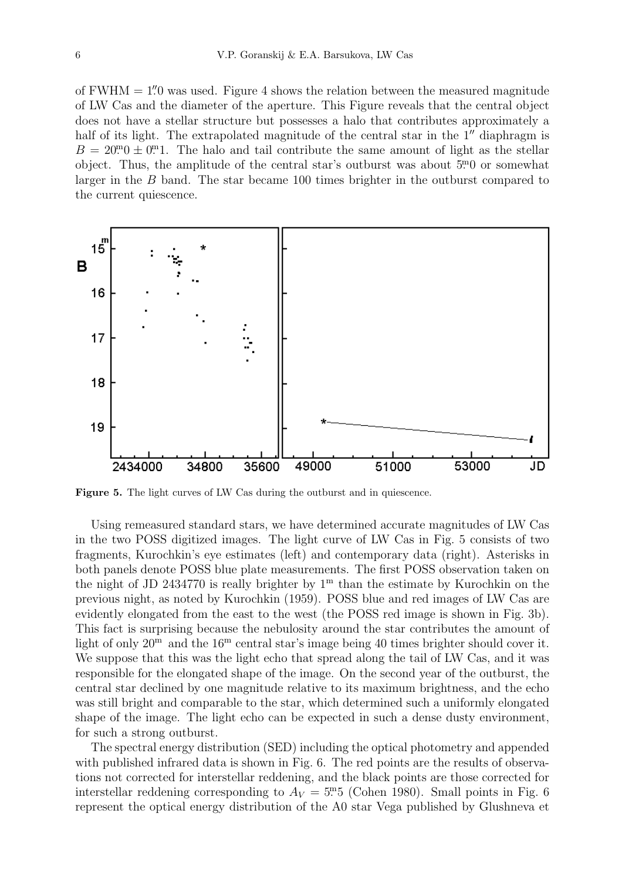of FWHM = 1″.0 was used. Figure 4 shows the relation between the measured magnitude of LW Cas and the diameter of the aperture. This Figure reveals that the central object does not have a stellar structure but possesses a halo that contributes approximately a half of its light. The extrapolated magnitude of the central star in the 1″ diaphragm is $B = 20^{\rm m}.0 \pm 0^{\rm m}.1$. The halo and tail contribute the same amount of light as the stellar object. Thus, the amplitude of the central star's outburst was about $5^{\rm m}.0$ or somewhat larger in the $B$ band. The star became 100 times brighter in the outburst compared to the current quiescence.

**Figure 5.** The light curves of LW Cas during the outburst and in quiescence.

Using remeasured standard stars, we have determined accurate magnitudes of LW Cas in the two POSS digitized images. The light curve of LW Cas in Fig. 5 consists of two fragments, Kurochkin's eye estimates (left) and contemporary data (right). Asterisks in both panels denote POSS blue plate measurements. The first POSS observation taken on the night of JD 2434770 is really brighter by $1^{\rm m}$ than the estimate by Kurochkin on the previous night, as noted by Kurochkin (1959). POSS blue and red images of LW Cas are evidently elongated from the east to the west (the POSS red image is shown in Fig. 3b). This fact is surprising because the nebulosity around the star contributes the amount of light of only $20^{\rm m}$ and the $16^{\rm m}$ central star's image being 40 times brighter should cover it. We suppose that this was the light echo that spread along the tail of LW Cas, and it was responsible for the elongated shape of the image. On the second year of the outburst, the central star declined by one magnitude relative to its maximum brightness, and the echo was still bright and comparable to the star, which determined such a uniformly elongated shape of the image. The light echo can be expected in such a dense dusty environment, for such a strong outburst.

The spectral energy distribution (SED) including the optical photometry and appended with published infrared data is shown in Fig. 6. The red points are the results of observations not corrected for interstellar reddening, and the black points are those corrected for interstellar reddening corresponding to $A_V = 5^{\rm m}.5$ (Cohen 1980). Small points in Fig. 6 represent the optical energy distribution of the A0 star Vega published by Glushneva et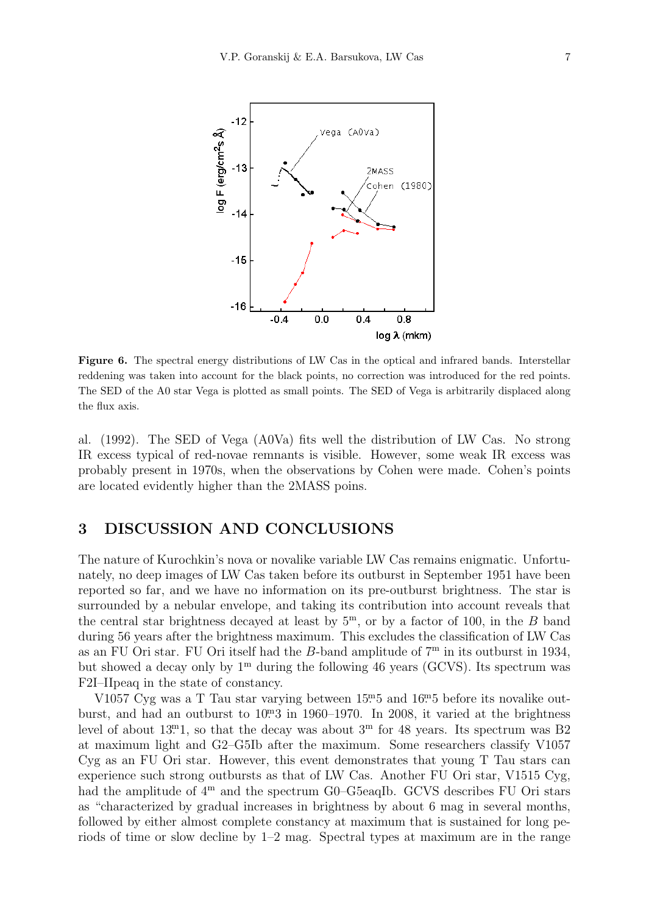**Figure 6.** The spectral energy distributions of LW Cas in the optical and infrared bands. Interstellar reddening was taken into account for the black points, no correction was introduced for the red points. The SED of the A0 star Vega is plotted as small points. The SED of Vega is arbitrarily displaced along the flux axis.

al. (1992). The SED of Vega (A0Va) fits well the distribution of LW Cas. No strong IR excess typical of red-novae remnants is visible. However, some weak IR excess was probably present in 1970s, when the observations by Cohen were made. Cohen's points are located evidently higher than the 2MASS poins.

## 3 DISCUSSION AND CONCLUSIONS

The nature of Kurochkin's nova or novalike variable LW Cas remains enigmatic. Unfortunately, no deep images of LW Cas taken before its outburst in September 1951 have been reported so far, and we have no information on its pre-outburst brightness. The star is surrounded by a nebular envelope, and taking its contribution into account reveals that the central star brightness decayed at least by $5^{\rm m}$, or by a factor of 100, in the $B$ band during 56 years after the brightness maximum. This excludes the classification of LW Cas as an FU Ori star. FU Ori itself had the $B$-band amplitude of $7^{\rm m}$ in its outburst in 1934, but showed a decay only by $1^{\rm m}$ during the following 46 years (GCVS). Its spectrum was F2I–IIpeaq in the state of constancy.

V1057 Cyg was a T Tau star varying between $15\overset{\rm m}{.}5$ and $16\overset{\rm m}{.}5$ before its novalike outburst, and had an outburst to $10\overset{\rm m}{.}3$ in 1960–1970. In 2008, it varied at the brightness level of about $13\overset{\rm m}{.}1$, so that the decay was about $3^{\rm m}$ for 48 years. Its spectrum was B2 at maximum light and G2–G5Ib after the maximum. Some researchers classify V1057 Cyg as an FU Ori star. However, this event demonstrates that young T Tau stars can experience such strong outbursts as that of LW Cas. Another FU Ori star, V1515 Cyg, had the amplitude of $4^{\rm m}$ and the spectrum G0–G5eaqIb. GCVS describes FU Ori stars as "characterized by gradual increases in brightness by about 6 mag in several months, followed by either almost complete constancy at maximum that is sustained for long periods of time or slow decline by 1–2 mag. Spectral types at maximum are in the range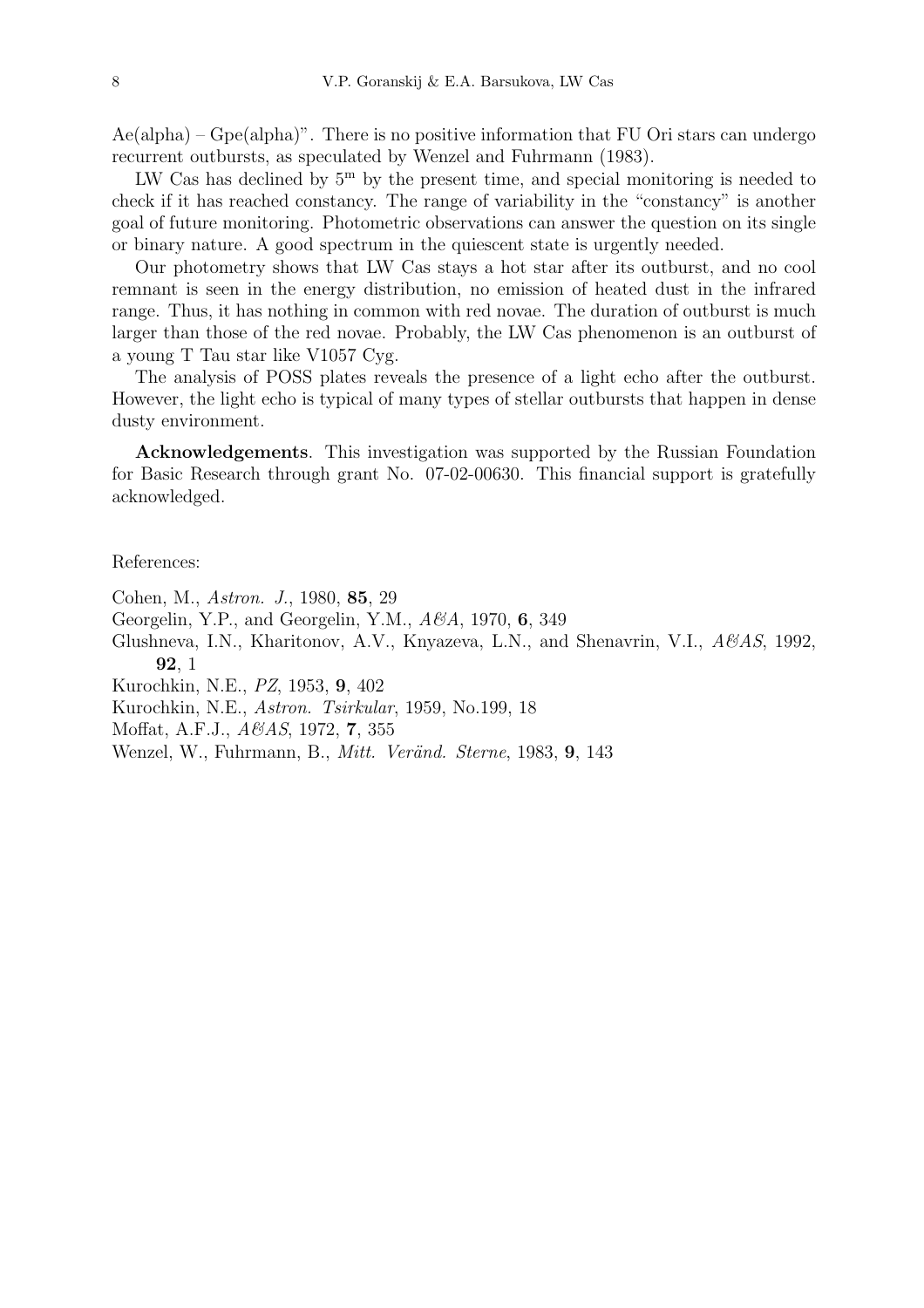Ae(alpha) – Gpe(alpha)". There is no positive information that FU Ori stars can undergo recurrent outbursts, as speculated by Wenzel and Fuhrmann (1983).

LW Cas has declined by $5^m$ by the present time, and special monitoring is needed to check if it has reached constancy. The range of variability in the "constancy" is another goal of future monitoring. Photometric observations can answer the question on its single or binary nature. A good spectrum in the quiescent state is urgently needed.

Our photometry shows that LW Cas stays a hot star after its outburst, and no cool remnant is seen in the energy distribution, no emission of heated dust in the infrared range. Thus, it has nothing in common with red novae. The duration of outburst is much larger than those of the red novae. Probably, the LW Cas phenomenon is an outburst of a young T Tau star like V1057 Cyg.

The analysis of POSS plates reveals the presence of a light echo after the outburst. However, the light echo is typical of many types of stellar outbursts that happen in dense dusty environment.

**Acknowledgements**. This investigation was supported by the Russian Foundation for Basic Research through grant No. 07-02-00630. This financial support is gratefully acknowledged.

References:

Cohen, M., *Astron. J.*, 1980, **85**, 29

Georgelin, Y.P., and Georgelin, Y.M., *A&A*, 1970, **6**, 349

Glushneva, I.N., Kharitonov, A.V., Knyazeva, L.N., and Shenavrin, V.I., *A&AS*, 1992, **92**, 1

Kurochkin, N.E., *PZ*, 1953, **9**, 402

Kurochkin, N.E., *Astron. Tsirkular*, 1959, No.199, 18

Moffat, A.F.J., *A&AS*, 1972, **7**, 355

Wenzel, W., Fuhrmann, B., *Mitt. Veränd. Sterne*, 1983, **9**, 143